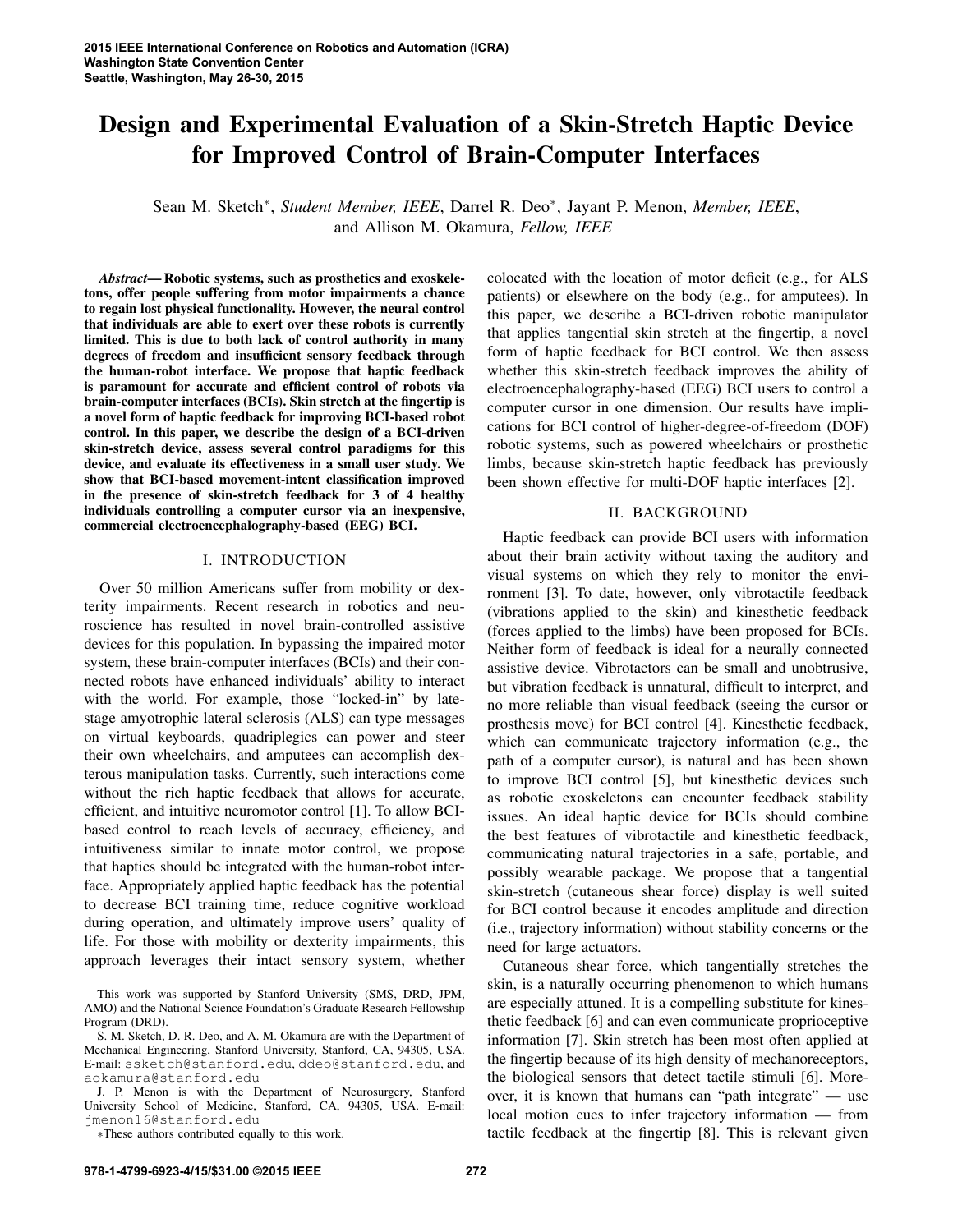# Design and Experimental Evaluation of a Skin-Stretch Haptic Device for Improved Control of Brain-Computer Interfaces

Sean M. Sketch*, *Student Member, IEEE*, Darrel R. Deo*, Jayant P. Menon, *Member, IEEE*, and Allison M. Okamura, *Fellow, IEEE*

***Abstract*— Robotic systems, such as prosthetics and exoskeletons, offer people suffering from motor impairments a chance to regain lost physical functionality. However, the neural control that individuals are able to exert over these robots is currently limited. This is due to both lack of control authority in many degrees of freedom and insufficient sensory feedback through the human-robot interface. We propose that haptic feedback is paramount for accurate and efficient control of robots via brain-computer interfaces (BCIs). Skin stretch at the fingertip is a novel form of haptic feedback for improving BCI-based robot control. In this paper, we describe the design of a BCI-driven skin-stretch device, assess several control paradigms for this device, and evaluate its effectiveness in a small user study. We show that BCI-based movement-intent classification improved in the presence of skin-stretch feedback for 3 of 4 healthy individuals controlling a computer cursor via an inexpensive, commercial electroencephalography-based (EEG) BCI.**

## I. INTRODUCTION

Over 50 million Americans suffer from mobility or dexterity impairments. Recent research in robotics and neuroscience has resulted in novel brain-controlled assistive devices for this population. In bypassing the impaired motor system, these brain-computer interfaces (BCIs) and their connected robots have enhanced individuals' ability to interact with the world. For example, those "locked-in" by late-stage amyotrophic lateral sclerosis (ALS) can type messages on virtual keyboards, quadriplegics can power and steer their own wheelchairs, and amputees can accomplish dexterous manipulation tasks. Currently, such interactions come without the rich haptic feedback that allows for accurate, efficient, and intuitive neuromotor control [1]. To allow BCI-based control to reach levels of accuracy, efficiency, and intuitiveness similar to innate motor control, we propose that haptics should be integrated with the human-robot interface. Appropriately applied haptic feedback has the potential to decrease BCI training time, reduce cognitive workload during operation, and ultimately improve users' quality of life. For those with mobility or dexterity impairments, this approach leverages their intact sensory system, whether colocated with the location of motor deficit (e.g., for ALS patients) or elsewhere on the body (e.g., for amputees). In this paper, we describe a BCI-driven robotic manipulator that applies tangential skin stretch at the fingertip, a novel form of haptic feedback for BCI control. We then assess whether this skin-stretch feedback improves the ability of electroencephalography-based (EEG) BCI users to control a computer cursor in one dimension. Our results have implications for BCI control of higher-degree-of-freedom (DOF) robotic systems, such as powered wheelchairs or prosthetic limbs, because skin-stretch haptic feedback has previously been shown effective for multi-DOF haptic interfaces [2].

This work was supported by Stanford University (SMS, DRD, JPM, AMO) and the National Science Foundation's Graduate Research Fellowship Program (DRD).

S. M. Sketch, D. R. Deo, and A. M. Okamura are with the Department of Mechanical Engineering, Stanford University, Stanford, CA, 94305, USA. E-mail: ssketch@stanford.edu, ddeo@stanford.edu, and aokamura@stanford.edu

J. P. Menon is with the Department of Neurosurgery, Stanford University School of Medicine, Stanford, CA, 94305, USA. E-mail: jmenon16@stanford.edu

*These authors contributed equally to this work.

## II. BACKGROUND

Haptic feedback can provide BCI users with information about their brain activity without taxing the auditory and visual systems on which they rely to monitor the environment [3]. To date, however, only vibrotactile feedback (vibrations applied to the skin) and kinesthetic feedback (forces applied to the limbs) have been proposed for BCIs. Neither form of feedback is ideal for a neurally connected assistive device. Vibrotactors can be small and unobtrusive, but vibration feedback is unnatural, difficult to interpret, and no more reliable than visual feedback (seeing the cursor or prosthesis move) for BCI control [4]. Kinesthetic feedback, which can communicate trajectory information (e.g., the path of a computer cursor), is natural and has been shown to improve BCI control [5], but kinesthetic devices such as robotic exoskeletons can encounter feedback stability issues. An ideal haptic device for BCIs should combine the best features of vibrotactile and kinesthetic feedback, communicating natural trajectories in a safe, portable, and possibly wearable package. We propose that a tangential skin-stretch (cutaneous shear force) display is well suited for BCI control because it encodes amplitude and direction (i.e., trajectory information) without stability concerns or the need for large actuators.

Cutaneous shear force, which tangentially stretches the skin, is a naturally occurring phenomenon to which humans are especially attuned. It is a compelling substitute for kinesthetic feedback [6] and can even communicate proprioceptive information [7]. Skin stretch has been most often applied at the fingertip because of its high density of mechanoreceptors, the biological sensors that detect tactile stimuli [6]. Moreover, it is known that humans can "path integrate" — use local motion cues to infer trajectory information — from tactile feedback at the fingertip [8]. This is relevant given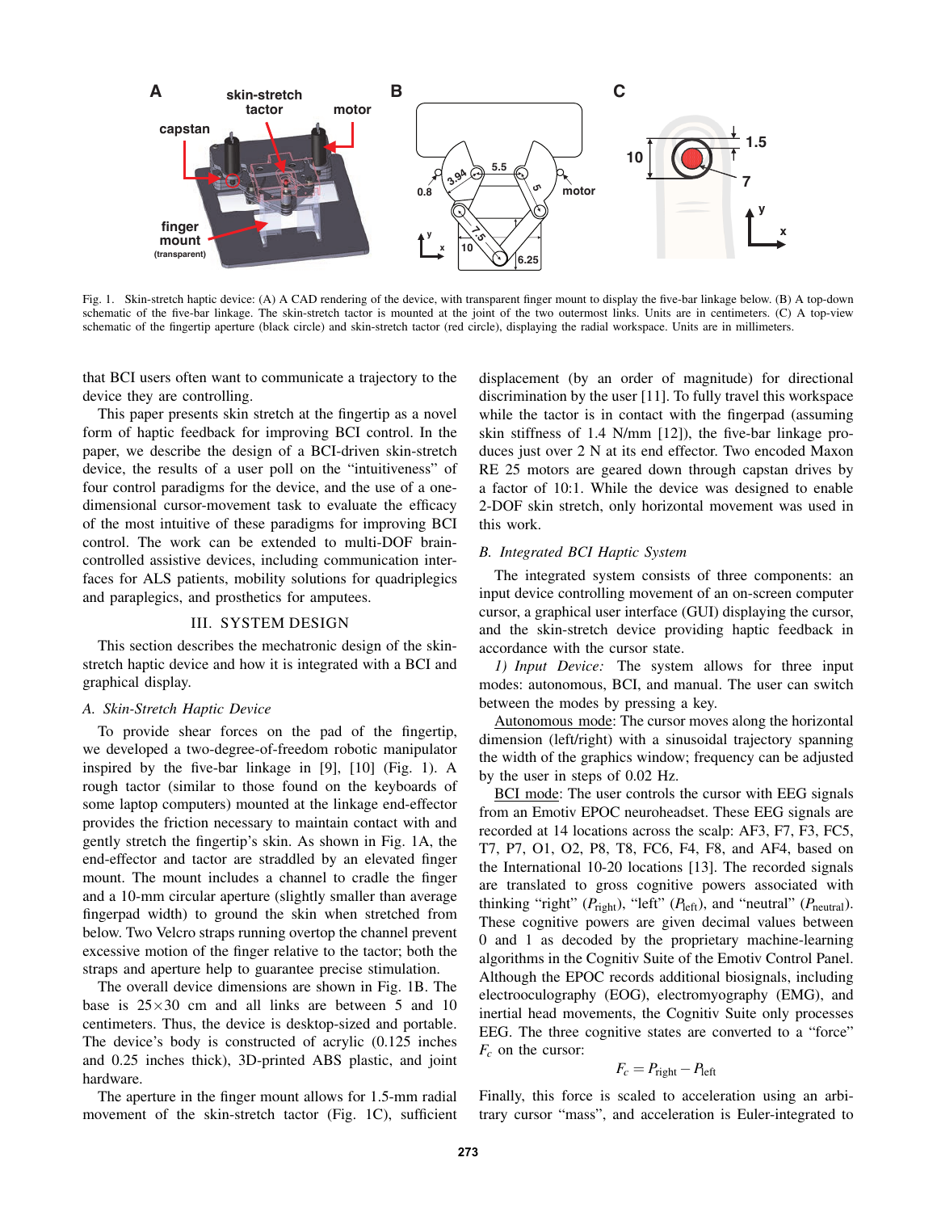Fig. 1. Skin-stretch haptic device: (A) A CAD rendering of the device, with transparent finger mount to display the five-bar linkage below. (B) A top-down schematic of the five-bar linkage. The skin-stretch tactor is mounted at the joint of the two outermost links. Units are in centimeters. (C) A top-view schematic of the fingertip aperture (black circle) and skin-stretch tactor (red circle), displaying the radial workspace. Units are in millimeters.

that BCI users often want to communicate a trajectory to the device they are controlling.

This paper presents skin stretch at the fingertip as a novel form of haptic feedback for improving BCI control. In the paper, we describe the design of a BCI-driven skin-stretch device, the results of a user poll on the "intuitiveness" of four control paradigms for the device, and the use of a one-dimensional cursor-movement task to evaluate the efficacy of the most intuitive of these paradigms for improving BCI control. The work can be extended to multi-DOF brain-controlled assistive devices, including communication interfaces for ALS patients, mobility solutions for quadriplegics and paraplegics, and prosthetics for amputees.

## III. SYSTEM DESIGN

This section describes the mechatronic design of the skin-stretch haptic device and how it is integrated with a BCI and graphical display.

### A. Skin-Stretch Haptic Device

To provide shear forces on the pad of the fingertip, we developed a two-degree-of-freedom robotic manipulator inspired by the five-bar linkage in [9], [10] (Fig. 1). A rough tactor (similar to those found on the keyboards of some laptop computers) mounted at the linkage end-effector provides the friction necessary to maintain contact with and gently stretch the fingertip's skin. As shown in Fig. 1A, the end-effector and tactor are straddled by an elevated finger mount. The mount includes a channel to cradle the finger and a 10-mm circular aperture (slightly smaller than average fingerpad width) to ground the skin when stretched from below. Two Velcro straps running overtop the channel prevent excessive motion of the finger relative to the tactor; both the straps and aperture help to guarantee precise stimulation.

The overall device dimensions are shown in Fig. 1B. The base is 25×30 cm and all links are between 5 and 10 centimeters. Thus, the device is desktop-sized and portable. The device's body is constructed of acrylic (0.125 inches and 0.25 inches thick), 3D-printed ABS plastic, and joint hardware.

The aperture in the finger mount allows for 1.5-mm radial movement of the skin-stretch tactor (Fig. 1C), sufficient displacement (by an order of magnitude) for directional discrimination by the user [11]. To fully travel this workspace while the tactor is in contact with the fingerpad (assuming skin stiffness of 1.4 N/mm [12]), the five-bar linkage produces just over 2 N at its end effector. Two encoded Maxon RE 25 motors are geared down through capstan drives by a factor of 10:1. While the device was designed to enable 2-DOF skin stretch, only horizontal movement was used in this work.

### B. Integrated BCI Haptic System

The integrated system consists of three components: an input device controlling movement of an on-screen computer cursor, a graphical user interface (GUI) displaying the cursor, and the skin-stretch device providing haptic feedback in accordance with the cursor state.

*1) Input Device:* The system allows for three input modes: autonomous, BCI, and manual. The user can switch between the modes by pressing a key.

Autonomous mode: The cursor moves along the horizontal dimension (left/right) with a sinusoidal trajectory spanning the width of the graphics window; frequency can be adjusted by the user in steps of 0.02 Hz.

BCI mode: The user controls the cursor with EEG signals from an Emotiv EPOC neuroheadset. These EEG signals are recorded at 14 locations across the scalp: AF3, F7, F3, FC5, T7, P7, O1, O2, P8, T8, FC6, F4, F8, and AF4, based on the International 10-20 locations [13]. The recorded signals are translated to gross cognitive powers associated with thinking "right" ($P_{\text{right}}$), "left" ($P_{\text{left}}$), and "neutral" ($P_{\text{neutral}}$). These cognitive powers are given decimal values between 0 and 1 as decoded by the proprietary machine-learning algorithms in the Cognitiv Suite of the Emotiv Control Panel. Although the EPOC records additional biosignals, including electrooculography (EOG), electromyography (EMG), and inertial head movements, the Cognitiv Suite only processes EEG. The three cognitive states are converted to a "force" $F_c$ on the cursor:

$$F_c = P_{\text{right}} - P_{\text{left}}$$

Finally, this force is scaled to acceleration using an arbitrary cursor "mass", and acceleration is Euler-integrated to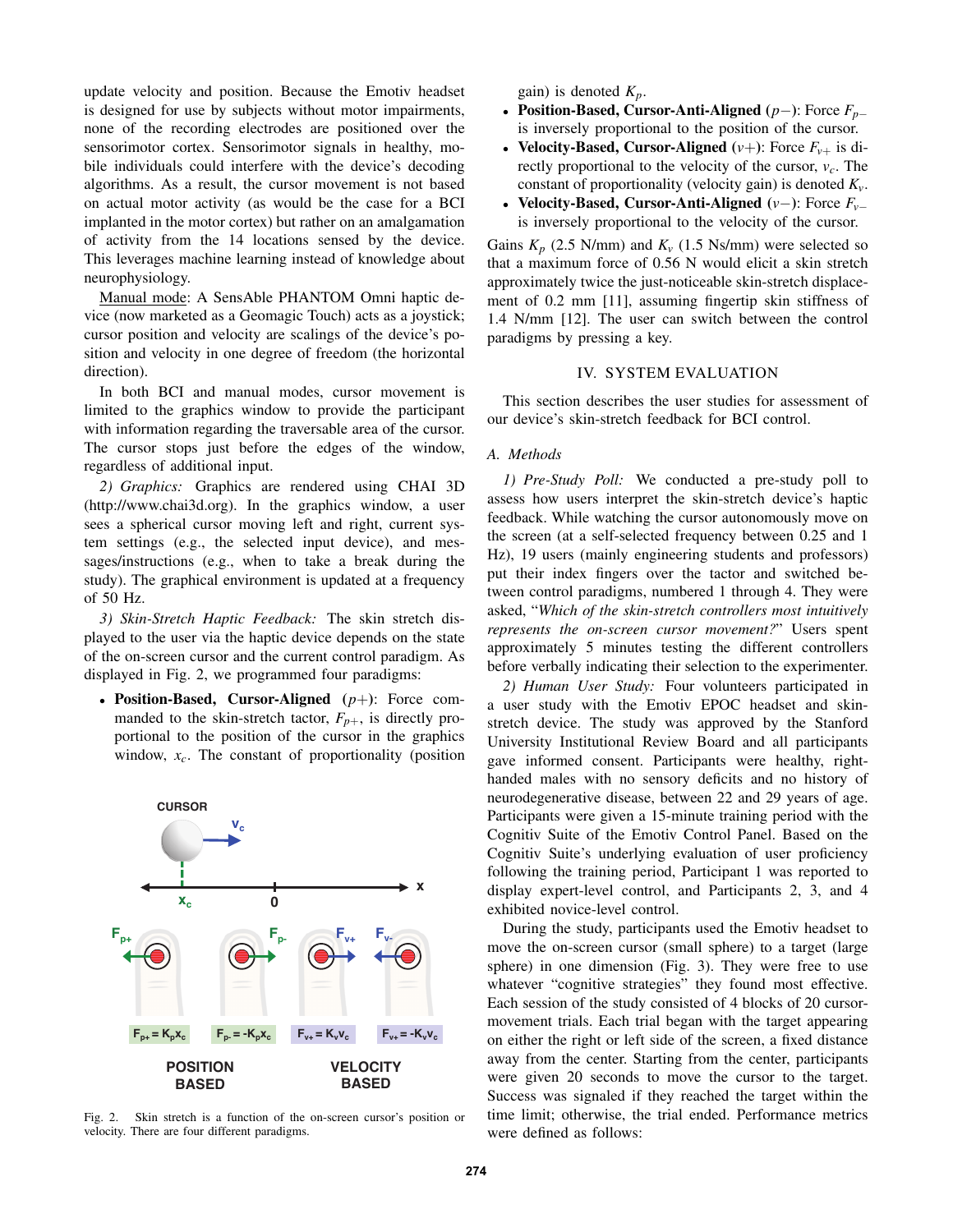update velocity and position. Because the Emotiv headset is designed for use by subjects without motor impairments, none of the recording electrodes are positioned over the sensorimotor cortex. Sensorimotor signals in healthy, mobile individuals could interfere with the device's decoding algorithms. As a result, the cursor movement is not based on actual motor activity (as would be the case for a BCI implanted in the motor cortex) but rather on an amalgamation of activity from the 14 locations sensed by the device. This leverages machine learning instead of knowledge about neurophysiology.

Manual mode: A SensAble PHANTOM Omni haptic device (now marketed as a Geomagic Touch) acts as a joystick; cursor position and velocity are scalings of the device's position and velocity in one degree of freedom (the horizontal direction).

In both BCI and manual modes, cursor movement is limited to the graphics window to provide the participant with information regarding the traversable area of the cursor. The cursor stops just before the edges of the window, regardless of additional input.

*2) Graphics:* Graphics are rendered using CHAI 3D (http://www.chai3d.org). In the graphics window, a user sees a spherical cursor moving left and right, current system settings (e.g., the selected input device), and messages/instructions (e.g., when to take a break during the study). The graphical environment is updated at a frequency of 50 Hz.

*3) Skin-Stretch Haptic Feedback:* The skin stretch displayed to the user via the haptic device depends on the state of the on-screen cursor and the current control paradigm. As displayed in Fig. 2, we programmed four paradigms:

- **Position-Based, Cursor-Aligned** ($p+$): Force commanded to the skin-stretch tactor, $F_{p+}$, is directly proportional to the position of the cursor in the graphics window, $x_c$. The constant of proportionality (position gain) is denoted $K_p$.
- **Position-Based, Cursor-Anti-Aligned** ($p-$): Force $F_{p-}$ is inversely proportional to the position of the cursor.
- **Velocity-Based, Cursor-Aligned** ($v+$): Force $F_{v+}$ is directly proportional to the velocity of the cursor, $v_c$. The constant of proportionality (velocity gain) is denoted $K_v$.
- **Velocity-Based, Cursor-Anti-Aligned** ($v-$): Force $F_{v-}$ is inversely proportional to the velocity of the cursor.

Fig. 2. Skin stretch is a function of the on-screen cursor's position or velocity. There are four different paradigms.

Gains $K_p$ (2.5 N/mm) and $K_v$ (1.5 Ns/mm) were selected so that a maximum force of 0.56 N would elicit a skin stretch approximately twice the just-noticeable skin-stretch displacement of 0.2 mm [11], assuming fingertip skin stiffness of 1.4 N/mm [12]. The user can switch between the control paradigms by pressing a key.

## IV. System Evaluation

This section describes the user studies for assessment of our device's skin-stretch feedback for BCI control.

### A. Methods

*1) Pre-Study Poll:* We conducted a pre-study poll to assess how users interpret the skin-stretch device's haptic feedback. While watching the cursor autonomously move on the screen (at a self-selected frequency between 0.25 and 1 Hz), 19 users (mainly engineering students and professors) put their index fingers over the tactor and switched between control paradigms, numbered 1 through 4. They were asked, "*Which of the skin-stretch controllers most intuitively represents the on-screen cursor movement?*" Users spent approximately 5 minutes testing the different controllers before verbally indicating their selection to the experimenter.

*2) Human User Study:* Four volunteers participated in a user study with the Emotiv EPOC headset and skin-stretch device. The study was approved by the Stanford University Institutional Review Board and all participants gave informed consent. Participants were healthy, right-handed males with no sensory deficits and no history of neurodegenerative disease, between 22 and 29 years of age. Participants were given a 15-minute training period with the Cognitiv Suite of the Emotiv Control Panel. Based on the Cognitiv Suite's underlying evaluation of user proficiency following the training period, Participant 1 was reported to display expert-level control, and Participants 2, 3, and 4 exhibited novice-level control.

During the study, participants used the Emotiv headset to move the on-screen cursor (small sphere) to a target (large sphere) in one dimension (Fig. 3). They were free to use whatever "cognitive strategies" they found most effective. Each session of the study consisted of 4 blocks of 20 cursor-movement trials. Each trial began with the target appearing on either the right or left side of the screen, a fixed distance away from the center. Starting from the center, participants were given 20 seconds to move the cursor to the target. Success was signaled if they reached the target within the time limit; otherwise, the trial ended. Performance metrics were defined as follows: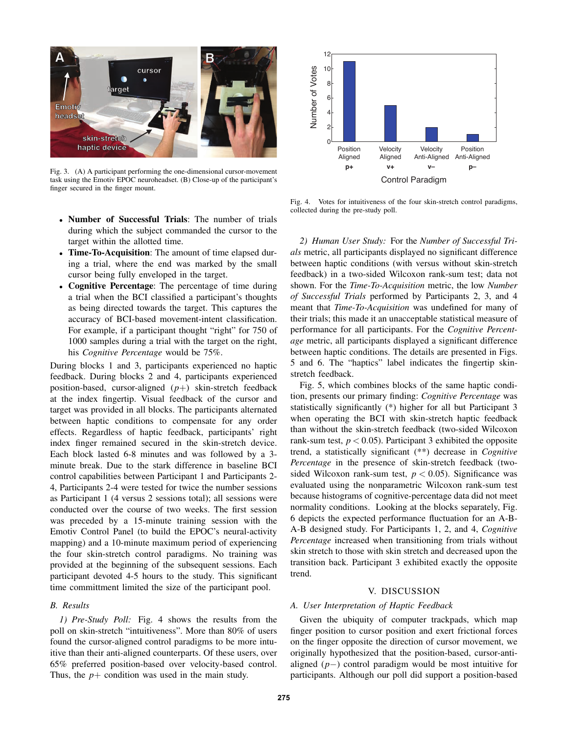Fig. 3. (A) A participant performing the one-dimensional cursor-movement task using the Emotiv EPOC neuroheadset. (B) Close-up of the participant's finger secured in the finger mount.

- **Number of Successful Trials**: The number of trials during which the subject commanded the cursor to the target within the allotted time.
- **Time-To-Acquisition**: The amount of time elapsed during a trial, where the end was marked by the small cursor being fully enveloped in the target.
- **Cognitive Percentage**: The percentage of time during a trial when the BCI classified a participant's thoughts as being directed towards the target. This captures the accuracy of BCI-based movement-intent classification. For example, if a participant thought "right" for 750 of 1000 samples during a trial with the target on the right, his *Cognitive Percentage* would be 75%.

During blocks 1 and 3, participants experienced no haptic feedback. During blocks 2 and 4, participants experienced position-based, cursor-aligned ($p+$) skin-stretch feedback at the index fingertip. Visual feedback of the cursor and target was provided in all blocks. The participants alternated between haptic conditions to compensate for any order effects. Regardless of haptic feedback, participants' right index finger remained secured in the skin-stretch device. Each block lasted 6-8 minutes and was followed by a 3-minute break. Due to the stark difference in baseline BCI control capabilities between Participant 1 and Participants 2-4, Participants 2-4 were tested for twice the number sessions as Participant 1 (4 versus 2 sessions total); all sessions were conducted over the course of two weeks. The first session was preceded by a 15-minute training session with the Emotiv Control Panel (to build the EPOC's neural-activity mapping) and a 10-minute maximum period of experiencing the four skin-stretch control paradigms. No training was provided at the beginning of the subsequent sessions. Each participant devoted 4-5 hours to the study. This significant time committment limited the size of the participant pool.

## B. Results

*1) Pre-Study Poll:* Fig. 4 shows the results from the poll on skin-stretch "intuitiveness". More than 80% of users found the cursor-aligned control paradigms to be more intuitive than their anti-aligned counterparts. Of these users, over 65% preferred position-based over velocity-based control. Thus, the $p+$ condition was used in the main study.

Fig. 4. Votes for intuitiveness of the four skin-stretch control paradigms, collected during the pre-study poll.

*2) Human User Study:* For the *Number of Successful Trials* metric, all participants displayed no significant difference between haptic conditions (with versus without skin-stretch feedback) in a two-sided Wilcoxon rank-sum test; data not shown. For the *Time-To-Acquisition* metric, the low *Number of Successful Trials* performed by Participants 2, 3, and 4 meant that *Time-To-Acquisition* was undefined for many of their trials; this made it an unacceptable statistical measure of performance for all participants. For the *Cognitive Percentage* metric, all participants displayed a significant difference between haptic conditions. The details are presented in Figs. 5 and 6. The "haptics" label indicates the fingertip skin-stretch feedback.

Fig. 5, which combines blocks of the same haptic condition, presents our primary finding: *Cognitive Percentage* was statistically significantly (*) higher for all but Participant 3 when operating the BCI with skin-stretch haptic feedback than without the skin-stretch feedback (two-sided Wilcoxon rank-sum test, $p < 0.05$). Participant 3 exhibited the opposite trend, a statistically significant (**) decrease in *Cognitive Percentage* in the presence of skin-stretch feedback (two-sided Wilcoxon rank-sum test, $p < 0.05$). Significance was evaluated using the nonparametric Wilcoxon rank-sum test because histograms of cognitive-percentage data did not meet normality conditions. Looking at the blocks separately, Fig. 6 depicts the expected performance fluctuation for an A-B-A-B designed study. For Participants 1, 2, and 4, *Cognitive Percentage* increased when transitioning from trials without skin stretch to those with skin stretch and decreased upon the transition back. Participant 3 exhibited exactly the opposite trend.

# V. DISCUSSION

## A. User Interpretation of Haptic Feedback

Given the ubiquity of computer trackpads, which map finger position to cursor position and exert frictional forces on the finger opposite the direction of cursor movement, we originally hypothesized that the position-based, cursor-anti-aligned ($p-$) control paradigm would be most intuitive for participants. Although our poll did support a position-based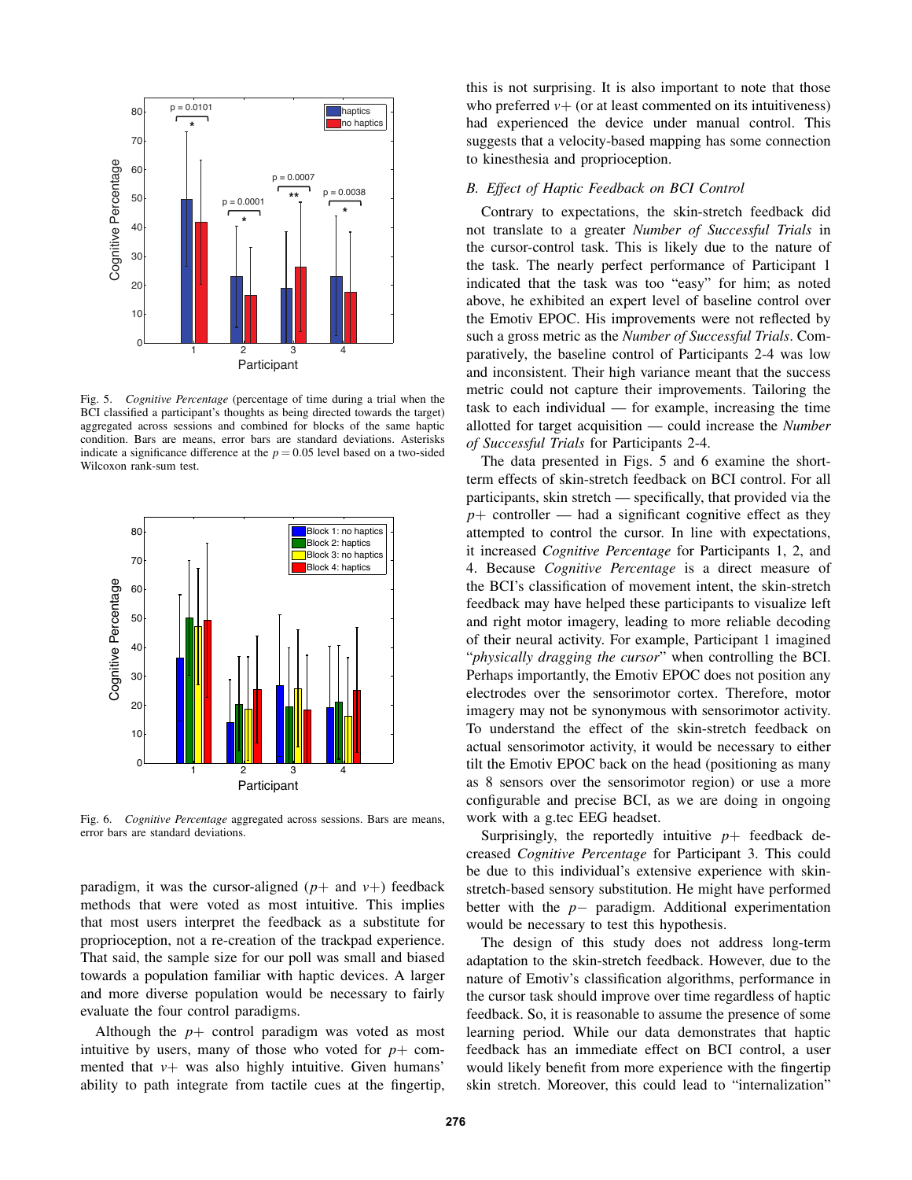Fig. 5. *Cognitive Percentage* (percentage of time during a trial when the BCI classified a participant's thoughts as being directed towards the target) aggregated across sessions and combined for blocks of the same haptic condition. Bars are means, error bars are standard deviations. Asterisks indicate a significance difference at the $p = 0.05$ level based on a two-sided Wilcoxon rank-sum test.

Fig. 6. *Cognitive Percentage* aggregated across sessions. Bars are means, error bars are standard deviations.

paradigm, it was the cursor-aligned ($p+$ and $v+$) feedback methods that were voted as most intuitive. This implies that most users interpret the feedback as a substitute for proprioception, not a re-creation of the trackpad experience. That said, the sample size for our poll was small and biased towards a population familiar with haptic devices. A larger and more diverse population would be necessary to fairly evaluate the four control paradigms.

Although the $p+$ control paradigm was voted as most intuitive by users, many of those who voted for $p+$ commented that $v+$ was also highly intuitive. Given humans' ability to path integrate from tactile cues at the fingertip, this is not surprising. It is also important to note that those who preferred $v+$ (or at least commented on its intuitiveness) had experienced the device under manual control. This suggests that a velocity-based mapping has some connection to kinesthesia and proprioception.

### B. Effect of Haptic Feedback on BCI Control

Contrary to expectations, the skin-stretch feedback did not translate to a greater *Number of Successful Trials* in the cursor-control task. This is likely due to the nature of the task. The nearly perfect performance of Participant 1 indicated that the task was too "easy" for him; as noted above, he exhibited an expert level of baseline control over the Emotiv EPOC. His improvements were not reflected by such a gross metric as the *Number of Successful Trials*. Comparatively, the baseline control of Participants 2-4 was low and inconsistent. Their high variance meant that the success metric could not capture their improvements. Tailoring the task to each individual — for example, increasing the time allotted for target acquisition — could increase the *Number of Successful Trials* for Participants 2-4.

The data presented in Figs. 5 and 6 examine the short-term effects of skin-stretch feedback on BCI control. For all participants, skin stretch — specifically, that provided via the $p+$ controller — had a significant cognitive effect as they attempted to control the cursor. In line with expectations, it increased *Cognitive Percentage* for Participants 1, 2, and 4. Because *Cognitive Percentage* is a direct measure of the BCI's classification of movement intent, the skin-stretch feedback may have helped these participants to visualize left and right motor imagery, leading to more reliable decoding of their neural activity. For example, Participant 1 imagined "*physically dragging the cursor*" when controlling the BCI. Perhaps importantly, the Emotiv EPOC does not position any electrodes over the sensorimotor cortex. Therefore, motor imagery may not be synonymous with sensorimotor activity. To understand the effect of the skin-stretch feedback on actual sensorimotor activity, it would be necessary to either tilt the Emotiv EPOC back on the head (positioning as many as 8 sensors over the sensorimotor region) or use a more configurable and precise BCI, as we are doing in ongoing work with a g.tec EEG headset.

Surprisingly, the reportedly intuitive $p+$ feedback decreased *Cognitive Percentage* for Participant 3. This could be due to this individual's extensive experience with skin-stretch-based sensory substitution. He might have performed better with the $p-$ paradigm. Additional experimentation would be necessary to test this hypothesis.

The design of this study does not address long-term adaptation to the skin-stretch feedback. However, due to the nature of Emotiv's classification algorithms, performance in the cursor task should improve over time regardless of haptic feedback. So, it is reasonable to assume the presence of some learning period. While our data demonstrates that haptic feedback has an immediate effect on BCI control, a user would likely benefit from more experience with the fingertip skin stretch. Moreover, this could lead to "internalization"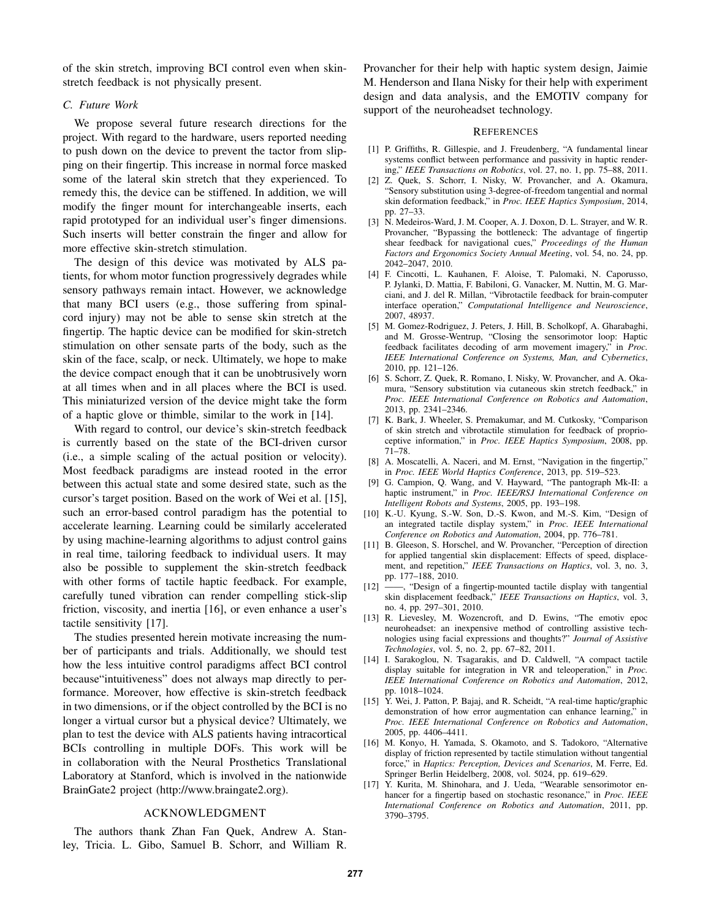of the skin stretch, improving BCI control even when skin-stretch feedback is not physically present.

### C. Future Work

We propose several future research directions for the project. With regard to the hardware, users reported needing to push down on the device to prevent the tactor from slipping on their fingertip. This increase in normal force masked some of the lateral skin stretch that they experienced. To remedy this, the device can be stiffened. In addition, we will modify the finger mount for interchangeable inserts, each rapid prototyped for an individual user's finger dimensions. Such inserts will better constrain the finger and allow for more effective skin-stretch stimulation.

The design of this device was motivated by ALS patients, for whom motor function progressively degrades while sensory pathways remain intact. However, we acknowledge that many BCI users (e.g., those suffering from spinal-cord injury) may not be able to sense skin stretch at the fingertip. The haptic device can be modified for skin-stretch stimulation on other sensate parts of the body, such as the skin of the face, scalp, or neck. Ultimately, we hope to make the device compact enough that it can be unobtrusively worn at all times when and in all places where the BCI is used. This miniaturized version of the device might take the form of a haptic glove or thimble, similar to the work in [14].

With regard to control, our device's skin-stretch feedback is currently based on the state of the BCI-driven cursor (i.e., a simple scaling of the actual position or velocity). Most feedback paradigms are instead rooted in the error between this actual state and some desired state, such as the cursor's target position. Based on the work of Wei et al. [15], such an error-based control paradigm has the potential to accelerate learning. Learning could be similarly accelerated by using machine-learning algorithms to adjust control gains in real time, tailoring feedback to individual users. It may also be possible to supplement the skin-stretch feedback with other forms of tactile haptic feedback. For example, carefully tuned vibration can render compelling stick-slip friction, viscosity, and inertia [16], or even enhance a user's tactile sensitivity [17].

The studies presented herein motivate increasing the number of participants and trials. Additionally, we should test how the less intuitive control paradigms affect BCI control because"intuitiveness" does not always map directly to performance. Moreover, how effective is skin-stretch feedback in two dimensions, or if the object controlled by the BCI is no longer a virtual cursor but a physical device? Ultimately, we plan to test the device with ALS patients having intracortical BCIs controlling in multiple DOFs. This work will be in collaboration with the Neural Prosthetics Translational Laboratory at Stanford, which is involved in the nationwide BrainGate2 project (http://www.braingate2.org).

## ACKNOWLEDGMENT

The authors thank Zhan Fan Quek, Andrew A. Stanley, Tricia. L. Gibo, Samuel B. Schorr, and William R. Provancher for their help with haptic system design, Jaimie M. Henderson and Ilana Nisky for their help with experiment design and data analysis, and the EMOTIV company for support of the neuroheadset technology.

## REFERENCES

[1] P. Griffiths, R. Gillespie, and J. Freudenberg, "A fundamental linear systems conflict between performance and passivity in haptic rendering," *IEEE Transactions on Robotics*, vol. 27, no. 1, pp. 75–88, 2011.

[2] Z. Quek, S. Schorr, I. Nisky, W. Provancher, and A. Okamura, "Sensory substitution using 3-degree-of-freedom tangential and normal skin deformation feedback," in *Proc. IEEE Haptics Symposium*, 2014, pp. 27–33.

[3] N. Medeiros-Ward, J. M. Cooper, A. J. Doxon, D. L. Strayer, and W. R. Provancher, "Bypassing the bottleneck: The advantage of fingertip shear feedback for navigational cues," *Proceedings of the Human Factors and Ergonomics Society Annual Meeting*, vol. 54, no. 24, pp. 2042–2047, 2010.

[4] F. Cincotti, L. Kauhanen, F. Aloise, T. Palomaki, N. Caporusso, P. Jylanki, D. Mattia, F. Babiloni, G. Vanacker, M. Nuttin, M. G. Marciani, and J. del R. Millan, "Vibrotactile feedback for brain-computer interface operation," *Computational Intelligence and Neuroscience*, 2007, 48937.

[5] M. Gomez-Rodriguez, J. Peters, J. Hill, B. Scholkopf, A. Gharabaghi, and M. Grosse-Wentrup, "Closing the sensorimotor loop: Haptic feedback facilitates decoding of arm movement imagery," in *Proc. IEEE International Conference on Systems, Man, and Cybernetics*, 2010, pp. 121–126.

[6] S. Schorr, Z. Quek, R. Romano, I. Nisky, W. Provancher, and A. Okamura, "Sensory substitution via cutaneous skin stretch feedback," in *Proc. IEEE International Conference on Robotics and Automation*, 2013, pp. 2341–2346.

[7] K. Bark, J. Wheeler, S. Premakumar, and M. Cutkosky, "Comparison of skin stretch and vibrotactile stimulation for feedback of proprioceptive information," in *Proc. IEEE Haptics Symposium*, 2008, pp. 71–78.

[8] A. Moscatelli, A. Naceri, and M. Ernst, "Navigation in the fingertip," in *Proc. IEEE World Haptics Conference*, 2013, pp. 519–523.

[9] G. Campion, Q. Wang, and V. Hayward, "The pantograph Mk-II: a haptic instrument," in *Proc. IEEE/RSJ International Conference on Intelligent Robots and Systems*, 2005, pp. 193–198.

[10] K.-U. Kyung, S.-W. Son, D.-S. Kwon, and M.-S. Kim, "Design of an integrated tactile display system," in *Proc. IEEE International Conference on Robotics and Automation*, 2004, pp. 776–781.

[11] B. Gleeson, S. Horschel, and W. Provancher, "Perception of direction for applied tangential skin displacement: Effects of speed, displacement, and repetition," *IEEE Transactions on Haptics*, vol. 3, no. 3, pp. 177–188, 2010.

[12] ——, "Design of a fingertip-mounted tactile display with tangential skin displacement feedback," *IEEE Transactions on Haptics*, vol. 3, no. 4, pp. 297–301, 2010.

[13] R. Lievesley, M. Wozencroft, and D. Ewins, "The emotiv epoc neuroheadset: an inexpensive method of controlling assistive technologies using facial expressions and thoughts?" *Journal of Assistive Technologies*, vol. 5, no. 2, pp. 67–82, 2011.

[14] I. Sarakoglou, N. Tsagarakis, and D. Caldwell, "A compact tactile display suitable for integration in VR and teleoperation," in *Proc. IEEE International Conference on Robotics and Automation*, 2012, pp. 1018–1024.

[15] Y. Wei, J. Patton, P. Bajaj, and R. Scheidt, "A real-time haptic/graphic demonstration of how error augmentation can enhance learning," in *Proc. IEEE International Conference on Robotics and Automation*, 2005, pp. 4406–4411.

[16] M. Konyo, H. Yamada, S. Okamoto, and S. Tadokoro, "Alternative display of friction represented by tactile stimulation without tangential force," in *Haptics: Perception, Devices and Scenarios*, M. Ferre, Ed. Springer Berlin Heidelberg, 2008, vol. 5024, pp. 619–629.

[17] Y. Kurita, M. Shinohara, and J. Ueda, "Wearable sensorimotor enhancer for a fingertip based on stochastic resonance," in *Proc. IEEE International Conference on Robotics and Automation*, 2011, pp. 3790–3795.